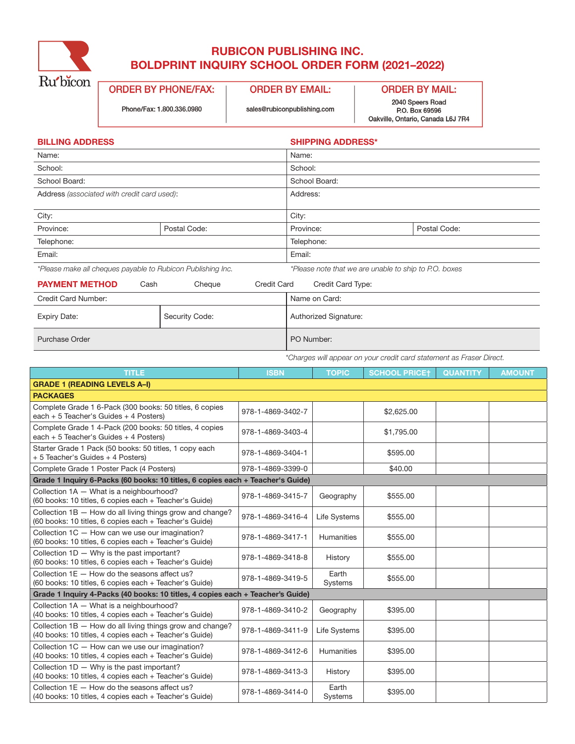# RUBICON PUBLISHING INC.
# BOLDPRINT INQUIRY SCHOOL ORDER FORM (2021–2022)

| ORDER BY PHONE/FAX: | ORDER BY EMAIL: | ORDER BY MAIL: |
|---|---|---|
| Phone/Fax: 1.800.336.0980 | sales@rubiconpublishing.com | 2040 Speers Road<br>P.O. Box 69596<br>Oakville, Ontario, Canada L6J 7R4 |

| BILLING ADDRESS | | SHIPPING ADDRESS* | |
|---|---|---|---|
| Name: | | Name: | |
| School: | | School: | |
| School Board: | | School Board: | |
| Address *(associated with credit card used)*: | | Address: | |
| City: | | City: | |
| Province: | Postal Code: | Province: | Postal Code: |
| Telephone: | | Telephone: | |
| Email: | | Email: | |

*\*Please make all cheques payable to Rubicon Publishing Inc.*

*\*Please note that we are unable to ship to P.O. boxes*

**PAYMENT METHOD** Cash Cheque Credit Card Credit Card Type:

| | | | |
|---|---|---|---|
| Credit Card Number: | | Name on Card: | |
| Expiry Date: | Security Code: | Authorized Signature: | |
| Purchase Order | | PO Number: | |

*\*Charges will appear on your credit card statement as Fraser Direct.*

| TITLE | ISBN | TOPIC | SCHOOL PRICE† | QUANTITY | AMOUNT |
|---|---|---|---|---|---|
| **GRADE 1 (READING LEVELS A–I)** | | | | | |
| **PACKAGES** | | | | | |
| Complete Grade 1 6-Pack (300 books: 50 titles, 6 copies each + 5 Teacher's Guides + 4 Posters) | 978-1-4869-3402-7 | | $2,625.00 | | |
| Complete Grade 1 4-Pack (200 books: 50 titles, 4 copies each + 5 Teacher's Guides + 4 Posters) | 978-1-4869-3403-4 | | $1,795.00 | | |
| Starter Grade 1 Pack (50 books: 50 titles, 1 copy each + 5 Teacher's Guides + 4 Posters) | 978-1-4869-3404-1 | | $595.00 | | |
| Complete Grade 1 Poster Pack (4 Posters) | 978-1-4869-3399-0 | | $40.00 | | |
| **Grade 1 Inquiry 6-Packs (60 books: 10 titles, 6 copies each + Teacher's Guide)** | | | | | |
| Collection 1A — What is a neighbourhood? (60 books: 10 titles, 6 copies each + Teacher's Guide) | 978-1-4869-3415-7 | Geography | $555.00 | | |
| Collection 1B — How do all living things grow and change? (60 books: 10 titles, 6 copies each + Teacher's Guide) | 978-1-4869-3416-4 | Life Systems | $555.00 | | |
| Collection 1C — How can we use our imagination? (60 books: 10 titles, 6 copies each + Teacher's Guide) | 978-1-4869-3417-1 | Humanities | $555.00 | | |
| Collection 1D — Why is the past important? (60 books: 10 titles, 6 copies each + Teacher's Guide) | 978-1-4869-3418-8 | History | $555.00 | | |
| Collection 1E — How do the seasons affect us? (60 books: 10 titles, 6 copies each + Teacher's Guide) | 978-1-4869-3419-5 | Earth Systems | $555.00 | | |
| **Grade 1 Inquiry 4-Packs (40 books: 10 titles, 4 copies each + Teacher's Guide)** | | | | | |
| Collection 1A — What is a neighbourhood? (40 books: 10 titles, 4 copies each + Teacher's Guide) | 978-1-4869-3410-2 | Geography | $395.00 | | |
| Collection 1B — How do all living things grow and change? (40 books: 10 titles, 4 copies each + Teacher's Guide) | 978-1-4869-3411-9 | Life Systems | $395.00 | | |
| Collection 1C — How can we use our imagination? (40 books: 10 titles, 4 copies each + Teacher's Guide) | 978-1-4869-3412-6 | Humanities | $395.00 | | |
| Collection 1D — Why is the past important? (40 books: 10 titles, 4 copies each + Teacher's Guide) | 978-1-4869-3413-3 | History | $395.00 | | |
| Collection 1E — How do the seasons affect us? (40 books: 10 titles, 4 copies each + Teacher's Guide) | 978-1-4869-3414-0 | Earth Systems | $395.00 | | |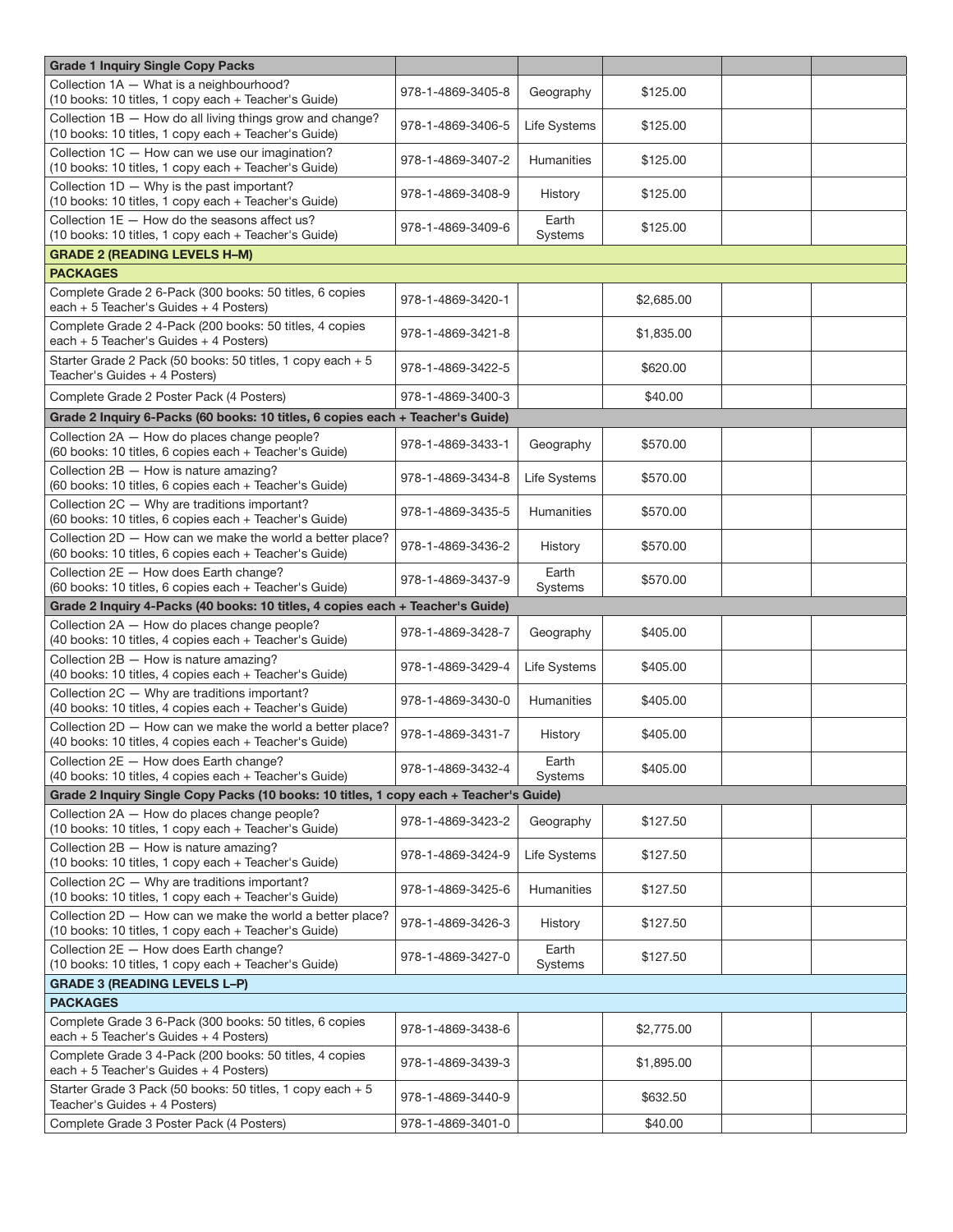| Grade 1 Inquiry Single Copy Packs | | | | | |
|---|---|---|---|---|---|
| Collection 1A — What is a neighbourhood? (10 books: 10 titles, 1 copy each + Teacher's Guide) | 978-1-4869-3405-8 | Geography | $125.00 | | |
| Collection 1B — How do all living things grow and change? (10 books: 10 titles, 1 copy each + Teacher's Guide) | 978-1-4869-3406-5 | Life Systems | $125.00 | | |
| Collection 1C — How can we use our imagination? (10 books: 10 titles, 1 copy each + Teacher's Guide) | 978-1-4869-3407-2 | Humanities | $125.00 | | |
| Collection 1D — Why is the past important? (10 books: 10 titles, 1 copy each + Teacher's Guide) | 978-1-4869-3408-9 | History | $125.00 | | |
| Collection 1E — How do the seasons affect us? (10 books: 10 titles, 1 copy each + Teacher's Guide) | 978-1-4869-3409-6 | Earth Systems | $125.00 | | |
| **GRADE 2 (READING LEVELS H–M)** | | | | | |
| **PACKAGES** | | | | | |
| Complete Grade 2 6-Pack (300 books: 50 titles, 6 copies each + 5 Teacher's Guides + 4 Posters) | 978-1-4869-3420-1 | | $2,685.00 | | |
| Complete Grade 2 4-Pack (200 books: 50 titles, 4 copies each + 5 Teacher's Guides + 4 Posters) | 978-1-4869-3421-8 | | $1,835.00 | | |
| Starter Grade 2 Pack (50 books: 50 titles, 1 copy each + 5 Teacher's Guides + 4 Posters) | 978-1-4869-3422-5 | | $620.00 | | |
| Complete Grade 2 Poster Pack (4 Posters) | 978-1-4869-3400-3 | | $40.00 | | |
| **Grade 2 Inquiry 6-Packs (60 books: 10 titles, 6 copies each + Teacher's Guide)** | | | | | |
| Collection 2A — How do places change people? (60 books: 10 titles, 6 copies each + Teacher's Guide) | 978-1-4869-3433-1 | Geography | $570.00 | | |
| Collection 2B — How is nature amazing? (60 books: 10 titles, 6 copies each + Teacher's Guide) | 978-1-4869-3434-8 | Life Systems | $570.00 | | |
| Collection 2C — Why are traditions important? (60 books: 10 titles, 6 copies each + Teacher's Guide) | 978-1-4869-3435-5 | Humanities | $570.00 | | |
| Collection 2D — How can we make the world a better place? (60 books: 10 titles, 6 copies each + Teacher's Guide) | 978-1-4869-3436-2 | History | $570.00 | | |
| Collection 2E — How does Earth change? (60 books: 10 titles, 6 copies each + Teacher's Guide) | 978-1-4869-3437-9 | Earth Systems | $570.00 | | |
| **Grade 2 Inquiry 4-Packs (40 books: 10 titles, 4 copies each + Teacher's Guide)** | | | | | |
| Collection 2A — How do places change people? (40 books: 10 titles, 4 copies each + Teacher's Guide) | 978-1-4869-3428-7 | Geography | $405.00 | | |
| Collection 2B — How is nature amazing? (40 books: 10 titles, 4 copies each + Teacher's Guide) | 978-1-4869-3429-4 | Life Systems | $405.00 | | |
| Collection 2C — Why are traditions important? (40 books: 10 titles, 4 copies each + Teacher's Guide) | 978-1-4869-3430-0 | Humanities | $405.00 | | |
| Collection 2D — How can we make the world a better place? (40 books: 10 titles, 4 copies each + Teacher's Guide) | 978-1-4869-3431-7 | History | $405.00 | | |
| Collection 2E — How does Earth change? (40 books: 10 titles, 4 copies each + Teacher's Guide) | 978-1-4869-3432-4 | Earth Systems | $405.00 | | |
| **Grade 2 Inquiry Single Copy Packs (10 books: 10 titles, 1 copy each + Teacher's Guide)** | | | | | |
| Collection 2A — How do places change people? (10 books: 10 titles, 1 copy each + Teacher's Guide) | 978-1-4869-3423-2 | Geography | $127.50 | | |
| Collection 2B — How is nature amazing? (10 books: 10 titles, 1 copy each + Teacher's Guide) | 978-1-4869-3424-9 | Life Systems | $127.50 | | |
| Collection 2C — Why are traditions important? (10 books: 10 titles, 1 copy each + Teacher's Guide) | 978-1-4869-3425-6 | Humanities | $127.50 | | |
| Collection 2D — How can we make the world a better place? (10 books: 10 titles, 1 copy each + Teacher's Guide) | 978-1-4869-3426-3 | History | $127.50 | | |
| Collection 2E — How does Earth change? (10 books: 10 titles, 1 copy each + Teacher's Guide) | 978-1-4869-3427-0 | Earth Systems | $127.50 | | |
| **GRADE 3 (READING LEVELS L–P)** | | | | | |
| **PACKAGES** | | | | | |
| Complete Grade 3 6-Pack (300 books: 50 titles, 6 copies each + 5 Teacher's Guides + 4 Posters) | 978-1-4869-3438-6 | | $2,775.00 | | |
| Complete Grade 3 4-Pack (200 books: 50 titles, 4 copies each + 5 Teacher's Guides + 4 Posters) | 978-1-4869-3439-3 | | $1,895.00 | | |
| Starter Grade 3 Pack (50 books: 50 titles, 1 copy each + 5 Teacher's Guides + 4 Posters) | 978-1-4869-3440-9 | | $632.50 | | |
| Complete Grade 3 Poster Pack (4 Posters) | 978-1-4869-3401-0 | | $40.00 | | |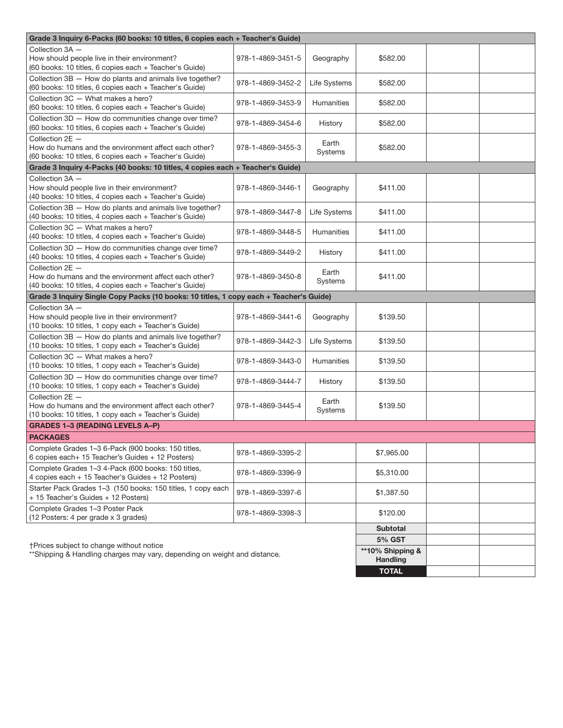| | | | | | |
|---|---|---|---|---|---|
| **Grade 3 Inquiry 6-Packs (60 books: 10 titles, 6 copies each + Teacher's Guide)** | | | | | |
| Collection 3A — How should people live in their environment? (60 books: 10 titles, 6 copies each + Teacher's Guide) | 978-1-4869-3451-5 | Geography | $582.00 | | |
| Collection 3B — How do plants and animals live together? (60 books: 10 titles, 6 copies each + Teacher's Guide) | 978-1-4869-3452-2 | Life Systems | $582.00 | | |
| Collection 3C — What makes a hero? (60 books: 10 titles, 6 copies each + Teacher's Guide) | 978-1-4869-3453-9 | Humanities | $582.00 | | |
| Collection 3D — How do communities change over time? (60 books: 10 titles, 6 copies each + Teacher's Guide) | 978-1-4869-3454-6 | History | $582.00 | | |
| Collection 2E — How do humans and the environment affect each other? (60 books: 10 titles, 6 copies each + Teacher's Guide) | 978-1-4869-3455-3 | Earth Systems | $582.00 | | |
| **Grade 3 Inquiry 4-Packs (40 books: 10 titles, 4 copies each + Teacher's Guide)** | | | | | |
| Collection 3A — How should people live in their environment? (40 books: 10 titles, 4 copies each + Teacher's Guide) | 978-1-4869-3446-1 | Geography | $411.00 | | |
| Collection 3B — How do plants and animals live together? (40 books: 10 titles, 4 copies each + Teacher's Guide) | 978-1-4869-3447-8 | Life Systems | $411.00 | | |
| Collection 3C — What makes a hero? (40 books: 10 titles, 4 copies each + Teacher's Guide) | 978-1-4869-3448-5 | Humanities | $411.00 | | |
| Collection 3D — How do communities change over time? (40 books: 10 titles, 4 copies each + Teacher's Guide) | 978-1-4869-3449-2 | History | $411.00 | | |
| Collection 2E — How do humans and the environment affect each other? (40 books: 10 titles, 4 copies each + Teacher's Guide) | 978-1-4869-3450-8 | Earth Systems | $411.00 | | |
| **Grade 3 Inquiry Single Copy Packs (10 books: 10 titles, 1 copy each + Teacher's Guide)** | | | | | |
| Collection 3A — How should people live in their environment? (10 books: 10 titles, 1 copy each + Teacher's Guide) | 978-1-4869-3441-6 | Geography | $139.50 | | |
| Collection 3B — How do plants and animals live together? (10 books: 10 titles, 1 copy each + Teacher's Guide) | 978-1-4869-3442-3 | Life Systems | $139.50 | | |
| Collection 3C — What makes a hero? (10 books: 10 titles, 1 copy each + Teacher's Guide) | 978-1-4869-3443-0 | Humanities | $139.50 | | |
| Collection 3D — How do communities change over time? (10 books: 10 titles, 1 copy each + Teacher's Guide) | 978-1-4869-3444-7 | History | $139.50 | | |
| Collection 2E — How do humans and the environment affect each other? (10 books: 10 titles, 1 copy each + Teacher's Guide) | 978-1-4869-3445-4 | Earth Systems | $139.50 | | |
| **GRADES 1–3 (READING LEVELS A–P)** | | | | | |
| **PACKAGES** | | | | | |
| Complete Grades 1–3 6-Pack (900 books: 150 titles, 6 copies each+ 15 Teacher's Guides + 12 Posters) | 978-1-4869-3395-2 | | $7,965.00 | | |
| Complete Grades 1–3 4-Pack (600 books: 150 titles, 4 copies each + 15 Teacher's Guides + 12 Posters) | 978-1-4869-3396-9 | | $5,310.00 | | |
| Starter Pack Grades 1–3 (150 books: 150 titles, 1 copy each + 15 Teacher's Guides + 12 Posters) | 978-1-4869-3397-6 | | $1,387.50 | | |
| Complete Grades 1–3 Poster Pack (12 Posters: 4 per grade x 3 grades) | 978-1-4869-3398-3 | | $120.00 | | |
| | | | **Subtotal** | | |
| | | | **5% GST** | | |
| | | | **\*\*10% Shipping & Handling** | | |
| | | | **TOTAL** | | |

†Prices subject to change without notice

**Shipping & Handling charges may vary, depending on weight and distance.